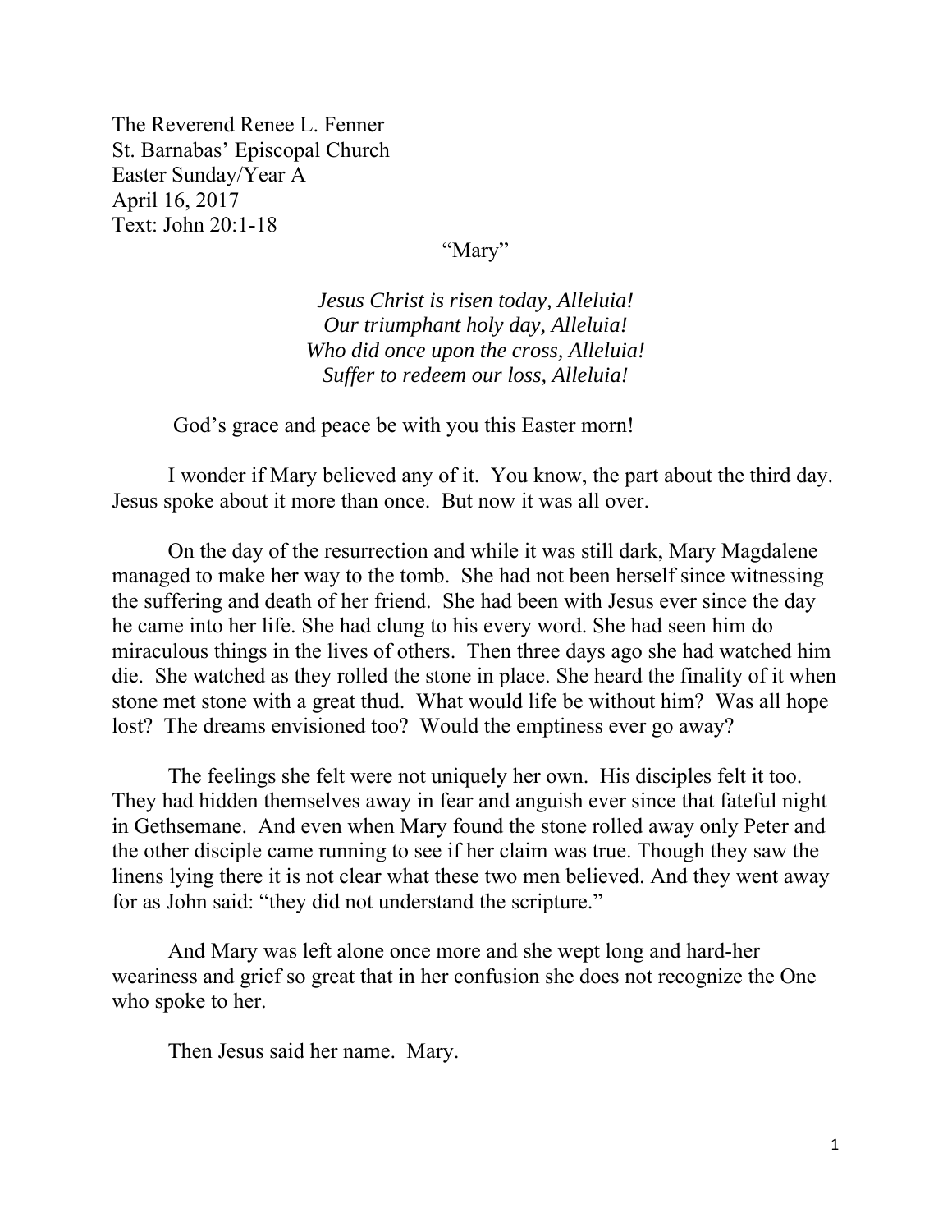The Reverend Renee L. Fenner
St. Barnabas' Episcopal Church
Easter Sunday/Year A
April 16, 2017
Text: John 20:1-18

# "Mary"

*Jesus Christ is risen today, Alleluia!*
*Our triumphant holy day, Alleluia!*
*Who did once upon the cross, Alleluia!*
*Suffer to redeem our loss, Alleluia!*

God's grace and peace be with you this Easter morn!

I wonder if Mary believed any of it. You know, the part about the third day. Jesus spoke about it more than once. But now it was all over.

On the day of the resurrection and while it was still dark, Mary Magdalene managed to make her way to the tomb. She had not been herself since witnessing the suffering and death of her friend. She had been with Jesus ever since the day he came into her life. She had clung to his every word. She had seen him do miraculous things in the lives of others. Then three days ago she had watched him die. She watched as they rolled the stone in place. She heard the finality of it when stone met stone with a great thud. What would life be without him? Was all hope lost? The dreams envisioned too? Would the emptiness ever go away?

The feelings she felt were not uniquely her own. His disciples felt it too. They had hidden themselves away in fear and anguish ever since that fateful night in Gethsemane. And even when Mary found the stone rolled away only Peter and the other disciple came running to see if her claim was true. Though they saw the linens lying there it is not clear what these two men believed. And they went away for as John said: "they did not understand the scripture."

And Mary was left alone once more and she wept long and hard-her weariness and grief so great that in her confusion she does not recognize the One who spoke to her.

Then Jesus said her name. Mary.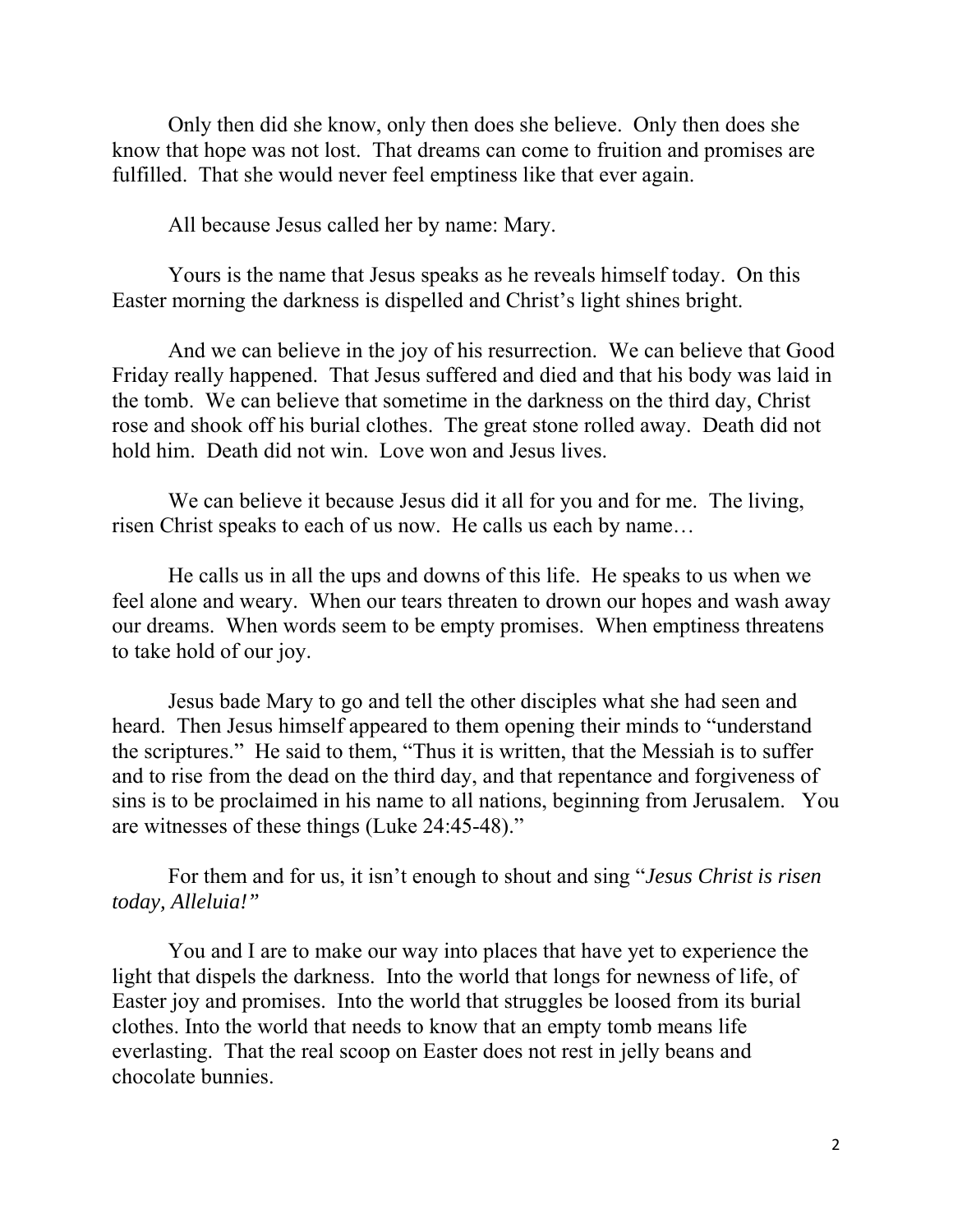Only then did she know, only then does she believe. Only then does she know that hope was not lost. That dreams can come to fruition and promises are fulfilled. That she would never feel emptiness like that ever again.

All because Jesus called her by name: Mary.

Yours is the name that Jesus speaks as he reveals himself today. On this Easter morning the darkness is dispelled and Christ's light shines bright.

And we can believe in the joy of his resurrection. We can believe that Good Friday really happened. That Jesus suffered and died and that his body was laid in the tomb. We can believe that sometime in the darkness on the third day, Christ rose and shook off his burial clothes. The great stone rolled away. Death did not hold him. Death did not win. Love won and Jesus lives.

We can believe it because Jesus did it all for you and for me. The living, risen Christ speaks to each of us now. He calls us each by name…

He calls us in all the ups and downs of this life. He speaks to us when we feel alone and weary. When our tears threaten to drown our hopes and wash away our dreams. When words seem to be empty promises. When emptiness threatens to take hold of our joy.

Jesus bade Mary to go and tell the other disciples what she had seen and heard. Then Jesus himself appeared to them opening their minds to "understand the scriptures." He said to them, "Thus it is written, that the Messiah is to suffer and to rise from the dead on the third day, and that repentance and forgiveness of sins is to be proclaimed in his name to all nations, beginning from Jerusalem. You are witnesses of these things (Luke 24:45-48)."

For them and for us, it isn't enough to shout and sing "*Jesus Christ is risen today, Alleluia!"*

You and I are to make our way into places that have yet to experience the light that dispels the darkness. Into the world that longs for newness of life, of Easter joy and promises. Into the world that struggles be loosed from its burial clothes. Into the world that needs to know that an empty tomb means life everlasting. That the real scoop on Easter does not rest in jelly beans and chocolate bunnies.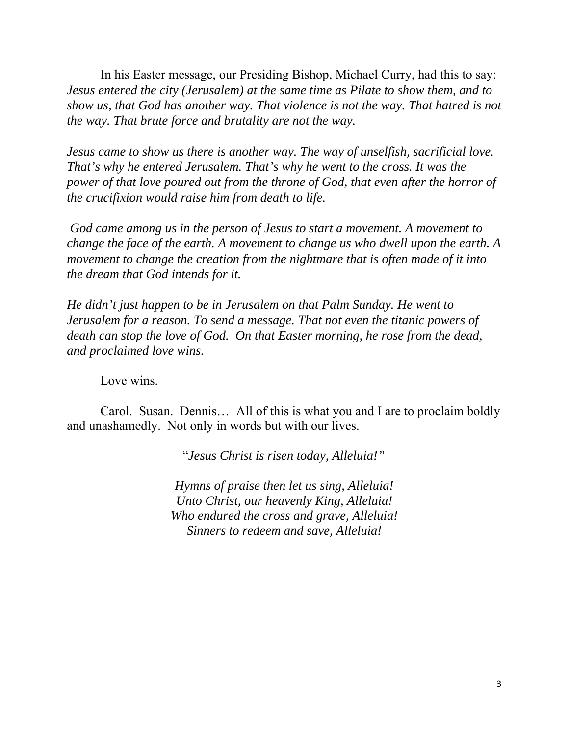In his Easter message, our Presiding Bishop, Michael Curry, had this to say: *Jesus entered the city (Jerusalem) at the same time as Pilate to show them, and to show us, that God has another way. That violence is not the way. That hatred is not the way. That brute force and brutality are not the way.*

*Jesus came to show us there is another way. The way of unselfish, sacrificial love. That's why he entered Jerusalem. That's why he went to the cross. It was the power of that love poured out from the throne of God, that even after the horror of the crucifixion would raise him from death to life.*

*God came among us in the person of Jesus to start a movement. A movement to change the face of the earth. A movement to change us who dwell upon the earth. A movement to change the creation from the nightmare that is often made of it into the dream that God intends for it.*

*He didn't just happen to be in Jerusalem on that Palm Sunday. He went to Jerusalem for a reason. To send a message. That not even the titanic powers of death can stop the love of God. On that Easter morning, he rose from the dead, and proclaimed love wins.*

Love wins.

Carol. Susan. Dennis… All of this is what you and I are to proclaim boldly and unashamedly. Not only in words but with our lives.

"*Jesus Christ is risen today, Alleluia!*"

*Hymns of praise then let us sing, Alleluia!*
*Unto Christ, our heavenly King, Alleluia!*
*Who endured the cross and grave, Alleluia!*
*Sinners to redeem and save, Alleluia!*